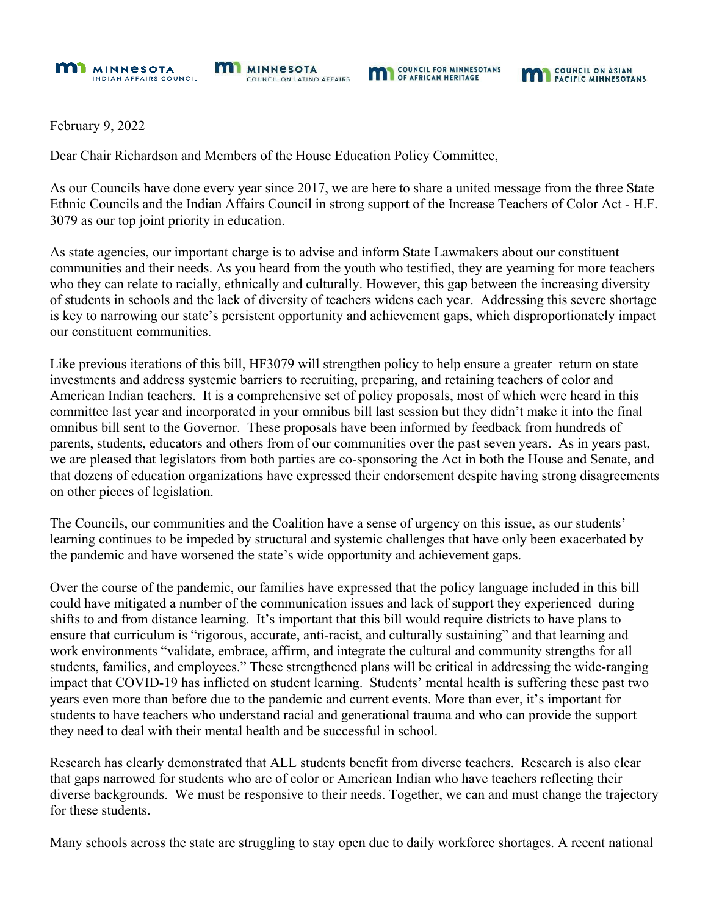MINNESOTA INDIAN AFFAIRS COUNCIL | MINNESOTA COUNCIL ON LATINO AFFAIRS | COUNCIL FOR MINNESOTANS OF AFRICAN HERITAGE | COUNCIL ON ASIAN PACIFIC MINNESOTANS

February 9, 2022

Dear Chair Richardson and Members of the House Education Policy Committee,

As our Councils have done every year since 2017, we are here to share a united message from the three State Ethnic Councils and the Indian Affairs Council in strong support of the Increase Teachers of Color Act - H.F. 3079 as our top joint priority in education.

As state agencies, our important charge is to advise and inform State Lawmakers about our constituent communities and their needs. As you heard from the youth who testified, they are yearning for more teachers who they can relate to racially, ethnically and culturally. However, this gap between the increasing diversity of students in schools and the lack of diversity of teachers widens each year. Addressing this severe shortage is key to narrowing our state's persistent opportunity and achievement gaps, which disproportionately impact our constituent communities.

Like previous iterations of this bill, HF3079 will strengthen policy to help ensure a greater return on state investments and address systemic barriers to recruiting, preparing, and retaining teachers of color and American Indian teachers. It is a comprehensive set of policy proposals, most of which were heard in this committee last year and incorporated in your omnibus bill last session but they didn't make it into the final omnibus bill sent to the Governor. These proposals have been informed by feedback from hundreds of parents, students, educators and others from of our communities over the past seven years. As in years past, we are pleased that legislators from both parties are co-sponsoring the Act in both the House and Senate, and that dozens of education organizations have expressed their endorsement despite having strong disagreements on other pieces of legislation.

The Councils, our communities and the Coalition have a sense of urgency on this issue, as our students' learning continues to be impeded by structural and systemic challenges that have only been exacerbated by the pandemic and have worsened the state's wide opportunity and achievement gaps.

Over the course of the pandemic, our families have expressed that the policy language included in this bill could have mitigated a number of the communication issues and lack of support they experienced during shifts to and from distance learning. It's important that this bill would require districts to have plans to ensure that curriculum is "rigorous, accurate, anti-racist, and culturally sustaining" and that learning and work environments "validate, embrace, affirm, and integrate the cultural and community strengths for all students, families, and employees." These strengthened plans will be critical in addressing the wide-ranging impact that COVID-19 has inflicted on student learning. Students' mental health is suffering these past two years even more than before due to the pandemic and current events. More than ever, it's important for students to have teachers who understand racial and generational trauma and who can provide the support they need to deal with their mental health and be successful in school.

Research has clearly demonstrated that ALL students benefit from diverse teachers. Research is also clear that gaps narrowed for students who are of color or American Indian who have teachers reflecting their diverse backgrounds. We must be responsive to their needs. Together, we can and must change the trajectory for these students.

Many schools across the state are struggling to stay open due to daily workforce shortages. A recent national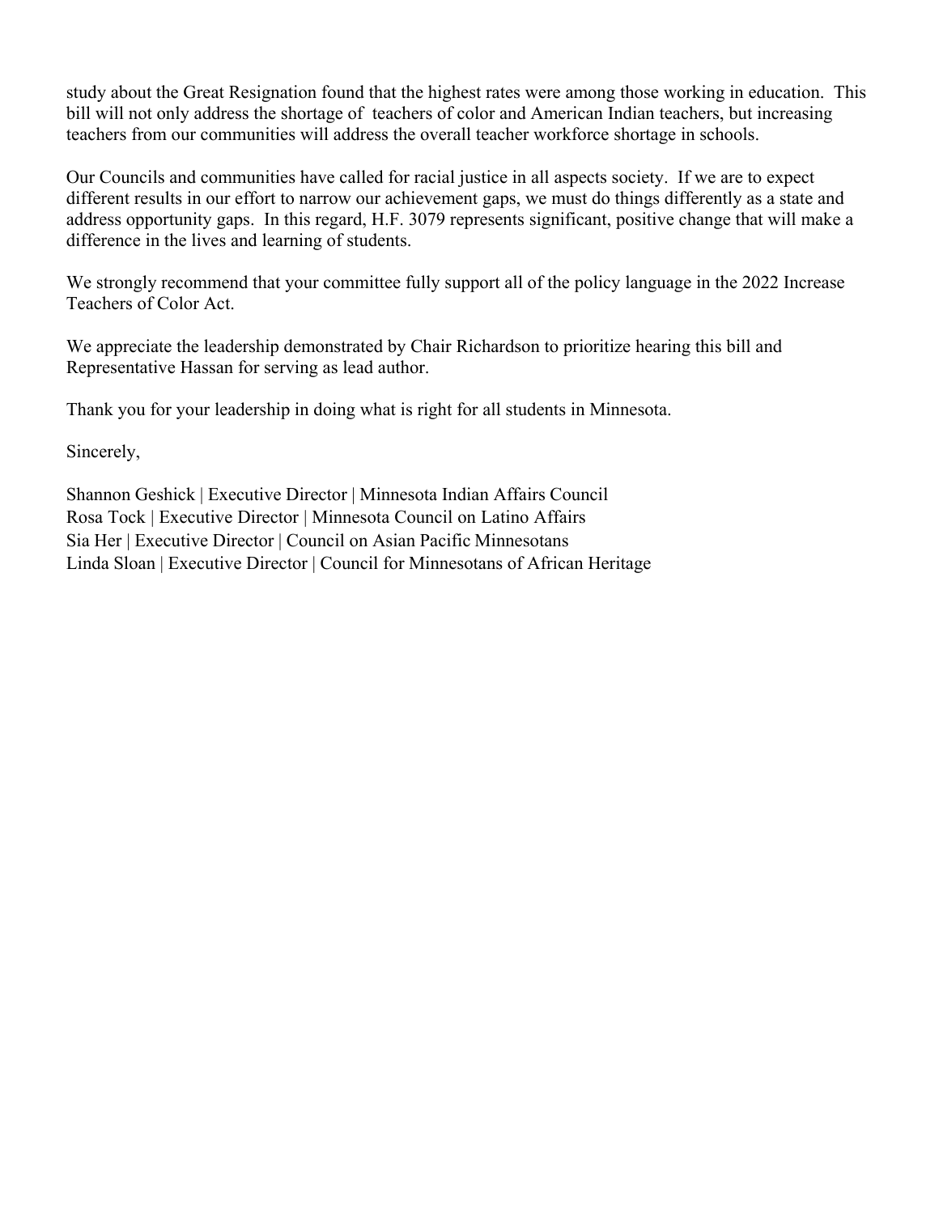study about the Great Resignation found that the highest rates were among those working in education. This bill will not only address the shortage of teachers of color and American Indian teachers, but increasing teachers from our communities will address the overall teacher workforce shortage in schools.

Our Councils and communities have called for racial justice in all aspects society. If we are to expect different results in our effort to narrow our achievement gaps, we must do things differently as a state and address opportunity gaps. In this regard, H.F. 3079 represents significant, positive change that will make a difference in the lives and learning of students.

We strongly recommend that your committee fully support all of the policy language in the 2022 Increase Teachers of Color Act.

We appreciate the leadership demonstrated by Chair Richardson to prioritize hearing this bill and Representative Hassan for serving as lead author.

Thank you for your leadership in doing what is right for all students in Minnesota.

Sincerely,

Shannon Geshick | Executive Director | Minnesota Indian Affairs Council  
Rosa Tock | Executive Director | Minnesota Council on Latino Affairs  
Sia Her | Executive Director | Council on Asian Pacific Minnesotans  
Linda Sloan | Executive Director | Council for Minnesotans of African Heritage